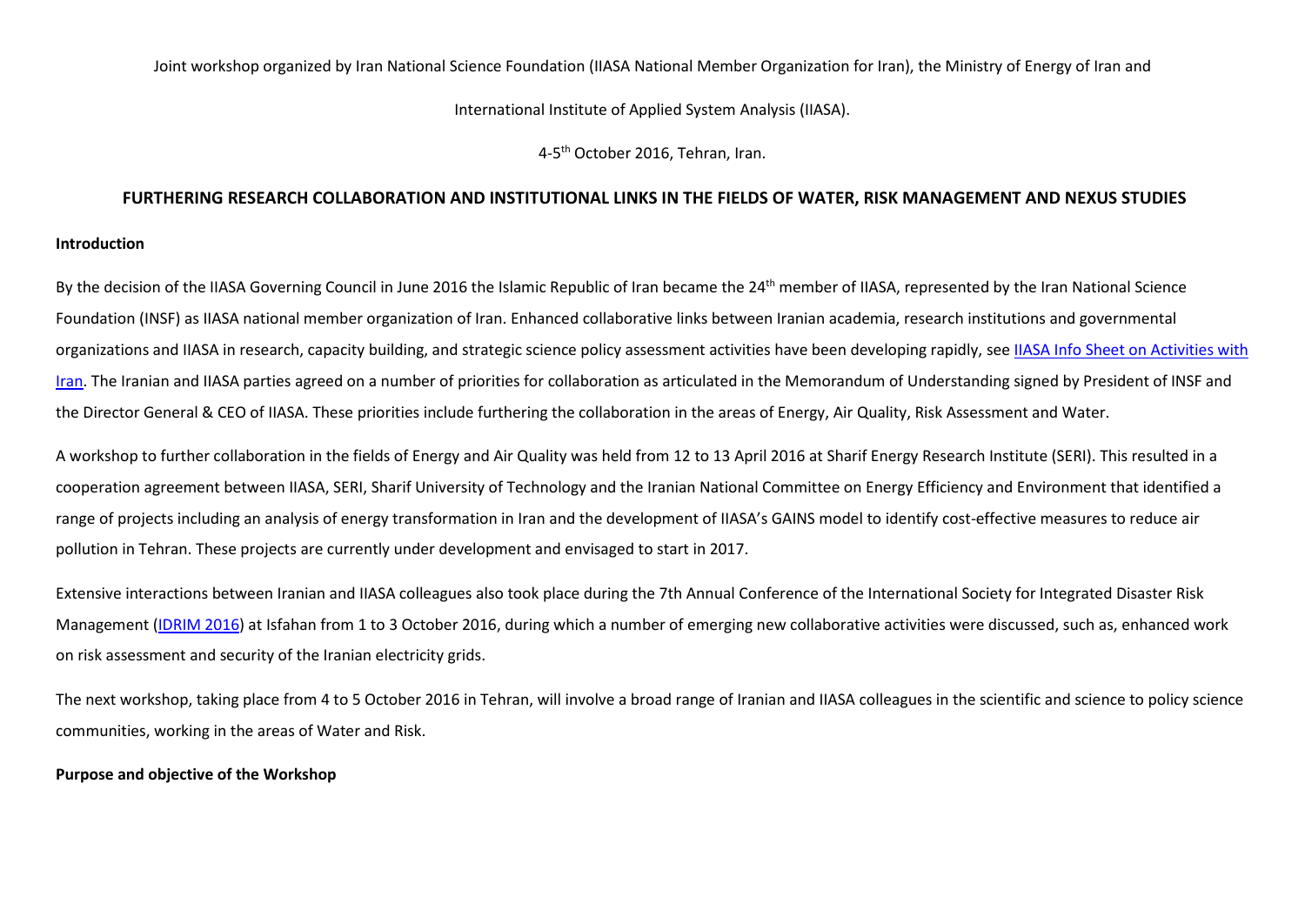Joint workshop organized by Iran National Science Foundation (IIASA National Member Organization for Iran), the Ministry of Energy of Iran and

International Institute of Applied System Analysis (IIASA).

4-5th October 2016, Tehran, Iran.

# FURTHERING RESEARCH COLLABORATION AND INSTITUTIONAL LINKS IN THE FIELDS OF WATER, RISK MANAGEMENT AND NEXUS STUDIES

**Introduction**

By the decision of the IIASA Governing Council in June 2016 the Islamic Republic of Iran became the 24th member of IIASA, represented by the Iran National Science Foundation (INSF) as IIASA national member organization of Iran. Enhanced collaborative links between Iranian academia, research institutions and governmental organizations and IIASA in research, capacity building, and strategic science policy assessment activities have been developing rapidly, see IIASA Info Sheet on Activities with Iran. The Iranian and IIASA parties agreed on a number of priorities for collaboration as articulated in the Memorandum of Understanding signed by President of INSF and the Director General & CEO of IIASA. These priorities include furthering the collaboration in the areas of Energy, Air Quality, Risk Assessment and Water.

A workshop to further collaboration in the fields of Energy and Air Quality was held from 12 to 13 April 2016 at Sharif Energy Research Institute (SERI). This resulted in a cooperation agreement between IIASA, SERI, Sharif University of Technology and the Iranian National Committee on Energy Efficiency and Environment that identified a range of projects including an analysis of energy transformation in Iran and the development of IIASA's GAINS model to identify cost-effective measures to reduce air pollution in Tehran. These projects are currently under development and envisaged to start in 2017.

Extensive interactions between Iranian and IIASA colleagues also took place during the 7th Annual Conference of the International Society for Integrated Disaster Risk Management (IDRIM 2016) at Isfahan from 1 to 3 October 2016, during which a number of emerging new collaborative activities were discussed, such as, enhanced work on risk assessment and security of the Iranian electricity grids.

The next workshop, taking place from 4 to 5 October 2016 in Tehran, will involve a broad range of Iranian and IIASA colleagues in the scientific and science to policy science communities, working in the areas of Water and Risk.

**Purpose and objective of the Workshop**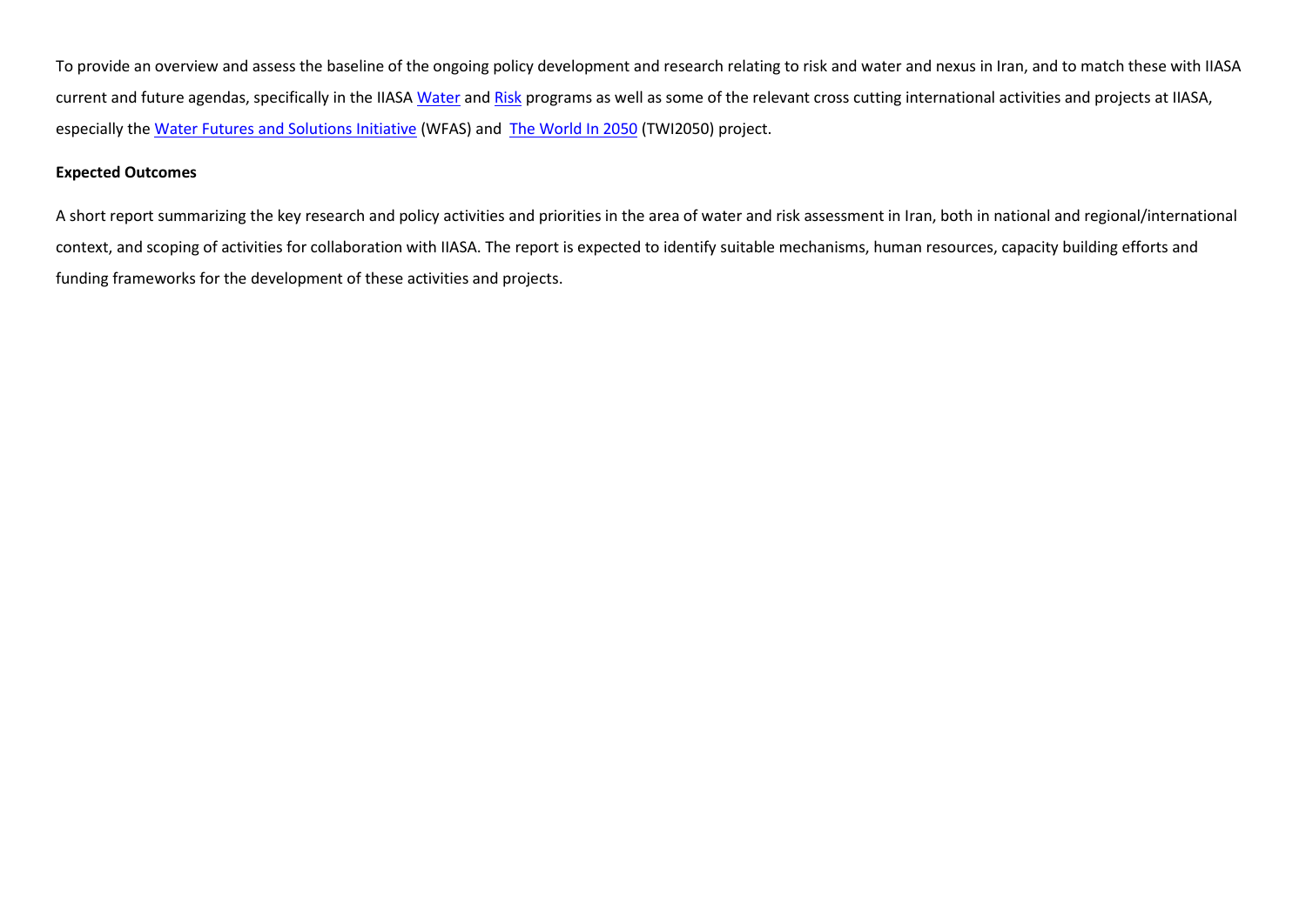To provide an overview and assess the baseline of the ongoing policy development and research relating to risk and water and nexus in Iran, and to match these with IIASA current and future agendas, specifically in the IIASA Water and Risk programs as well as some of the relevant cross cutting international activities and projects at IIASA, especially the Water Futures and Solutions Initiative (WFAS) and The World In 2050 (TWI2050) project.

**Expected Outcomes**

A short report summarizing the key research and policy activities and priorities in the area of water and risk assessment in Iran, both in national and regional/international context, and scoping of activities for collaboration with IIASA. The report is expected to identify suitable mechanisms, human resources, capacity building efforts and funding frameworks for the development of these activities and projects.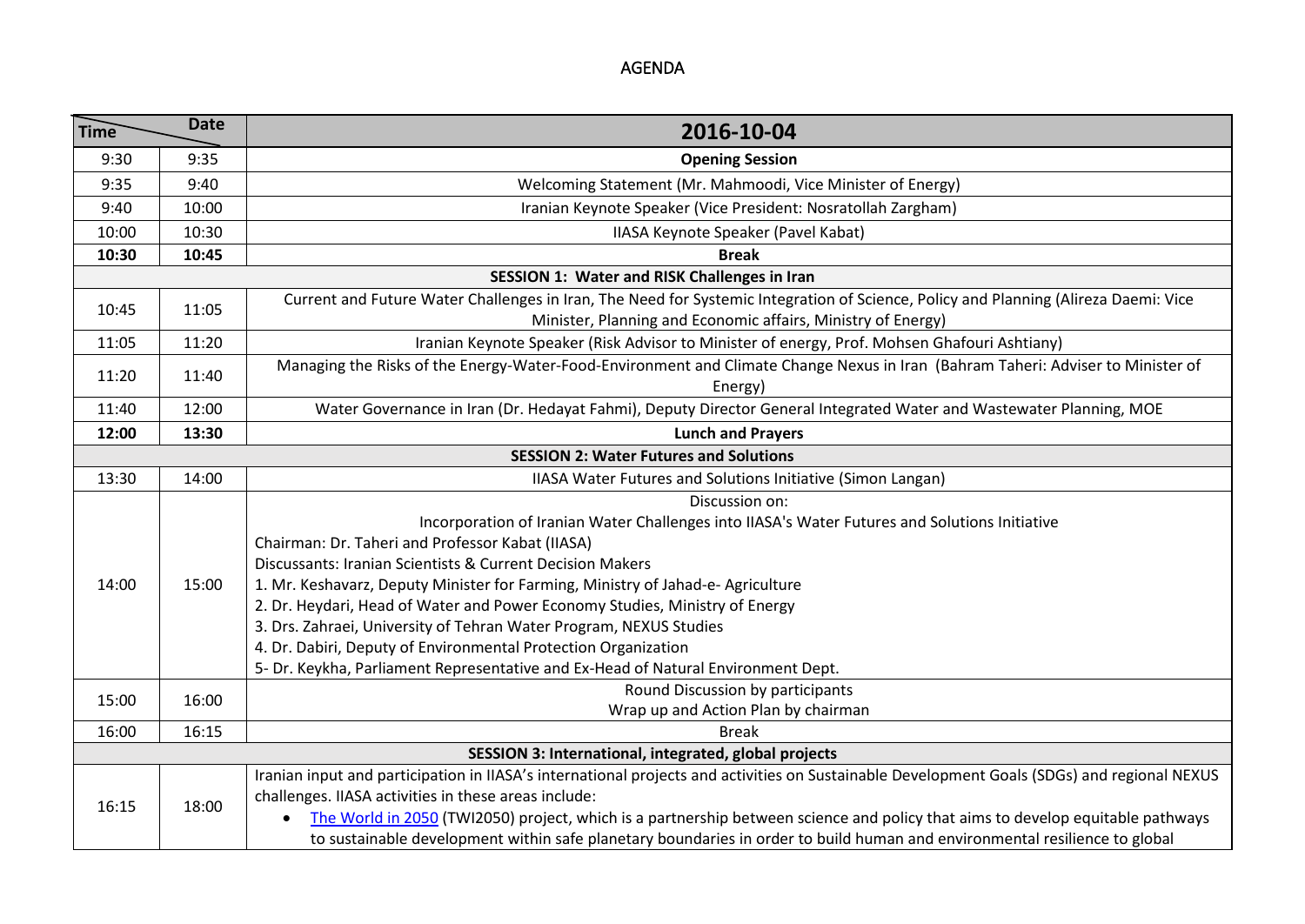AGENDA

| Time | Date | 2016-10-04 |
|---|---|---|
| 9:30 | 9:35 | **Opening Session** |
| 9:35 | 9:40 | Welcoming Statement (Mr. Mahmoodi, Vice Minister of Energy) |
| 9:40 | 10:00 | Iranian Keynote Speaker (Vice President: Nosratollah Zargham) |
| 10:00 | 10:30 | IIASA Keynote Speaker (Pavel Kabat) |
| **10:30** | **10:45** | **Break** |
| | | **SESSION 1: Water and RISK Challenges in Iran** |
| 10:45 | 11:05 | Current and Future Water Challenges in Iran, The Need for Systemic Integration of Science, Policy and Planning (Alireza Daemi: Vice Minister, Planning and Economic affairs, Ministry of Energy) |
| 11:05 | 11:20 | Iranian Keynote Speaker (Risk Advisor to Minister of energy, Prof. Mohsen Ghafouri Ashtiany) |
| 11:20 | 11:40 | Managing the Risks of the Energy-Water-Food-Environment and Climate Change Nexus in Iran (Bahram Taheri: Adviser to Minister of Energy) |
| 11:40 | 12:00 | Water Governance in Iran (Dr. Hedayat Fahmi), Deputy Director General Integrated Water and Wastewater Planning, MOE |
| **12:00** | **13:30** | **Lunch and Prayers** |
| | | **SESSION 2: Water Futures and Solutions** |
| 13:30 | 14:00 | IIASA Water Futures and Solutions Initiative (Simon Langan) |
| 14:00 | 15:00 | Discussion on:<br>Incorporation of Iranian Water Challenges into IIASA's Water Futures and Solutions Initiative<br>Chairman: Dr. Taheri and Professor Kabat (IIASA)<br>Discussants: Iranian Scientists & Current Decision Makers<br>1. Mr. Keshavarz, Deputy Minister for Farming, Ministry of Jahad-e- Agriculture<br>2. Dr. Heydari, Head of Water and Power Economy Studies, Ministry of Energy<br>3. Drs. Zahraei, University of Tehran Water Program, NEXUS Studies<br>4. Dr. Dabiri, Deputy of Environmental Protection Organization<br>5- Dr. Keykha, Parliament Representative and Ex-Head of Natural Environment Dept. |
| 15:00 | 16:00 | Round Discussion by participants<br>Wrap up and Action Plan by chairman |
| 16:00 | 16:15 | Break |
| | | **SESSION 3: International, integrated, global projects** |
| 16:15 | 18:00 | Iranian input and participation in IIASA's international projects and activities on Sustainable Development Goals (SDGs) and regional NEXUS challenges. IIASA activities in these areas include:<br>• The World in 2050 (TWI2050) project, which is a partnership between science and policy that aims to develop equitable pathways to sustainable development within safe planetary boundaries in order to build human and environmental resilience to global |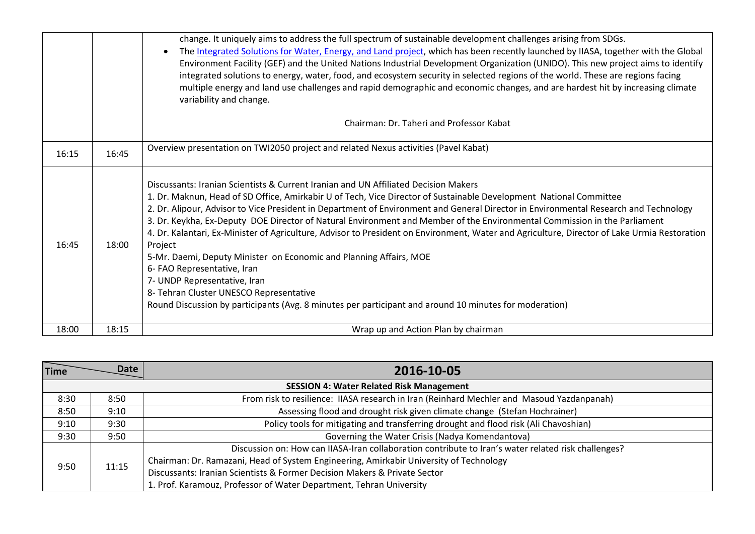| | | |
|---|---|---|
| | | change. It uniquely aims to address the full spectrum of sustainable development challenges arising from SDGs.<br>• The [Integrated Solutions for Water, Energy, and Land project](), which has been recently launched by IIASA, together with the Global Environment Facility (GEF) and the United Nations Industrial Development Organization (UNIDO). This new project aims to identify integrated solutions to energy, water, food, and ecosystem security in selected regions of the world. These are regions facing multiple energy and land use challenges and rapid demographic and economic changes, and are hardest hit by increasing climate variability and change.<br><br>Chairman: Dr. Taheri and Professor Kabat |
| 16:15 | 16:45 | Overview presentation on TWI2050 project and related Nexus activities (Pavel Kabat) |
| 16:45 | 18:00 | Discussants: Iranian Scientists & Current Iranian and UN Affiliated Decision Makers<br>1. Dr. Maknun, Head of SD Office, Amirkabir U of Tech, Vice Director of Sustainable Development National Committee<br>2. Dr. Alipour, Advisor to Vice President in Department of Environment and General Director in Environmental Research and Technology<br>3. Dr. Keykha, Ex-Deputy DOE Director of Natural Environment and Member of the Environmental Commission in the Parliament<br>4. Dr. Kalantari, Ex-Minister of Agriculture, Advisor to President on Environment, Water and Agriculture, Director of Lake Urmia Restoration Project<br>5-Mr. Daemi, Deputy Minister on Economic and Planning Affairs, MOE<br>6- FAO Representative, Iran<br>7- UNDP Representative, Iran<br>8- Tehran Cluster UNESCO Representative<br>Round Discussion by participants (Avg. 8 minutes per participant and around 10 minutes for moderation) |
| 18:00 | 18:15 | Wrap up and Action Plan by chairman |

| Time | Date | 2016-10-05 |
|---|---|---|
| **SESSION 4: Water Related Risk Management** | | |
| 8:30 | 8:50 | From risk to resilience: IIASA research in Iran (Reinhard Mechler and Masoud Yazdanpanah) |
| 8:50 | 9:10 | Assessing flood and drought risk given climate change (Stefan Hochrainer) |
| 9:10 | 9:30 | Policy tools for mitigating and transferring drought and flood risk (Ali Chavoshian) |
| 9:30 | 9:50 | Governing the Water Crisis (Nadya Komendantova) |
| 9:50 | 11:15 | Discussion on: How can IIASA-Iran collaboration contribute to Iran's water related risk challenges?<br>Chairman: Dr. Ramazani, Head of System Engineering, Amirkabir University of Technology<br>Discussants: Iranian Scientists & Former Decision Makers & Private Sector<br>1. Prof. Karamouz, Professor of Water Department, Tehran University |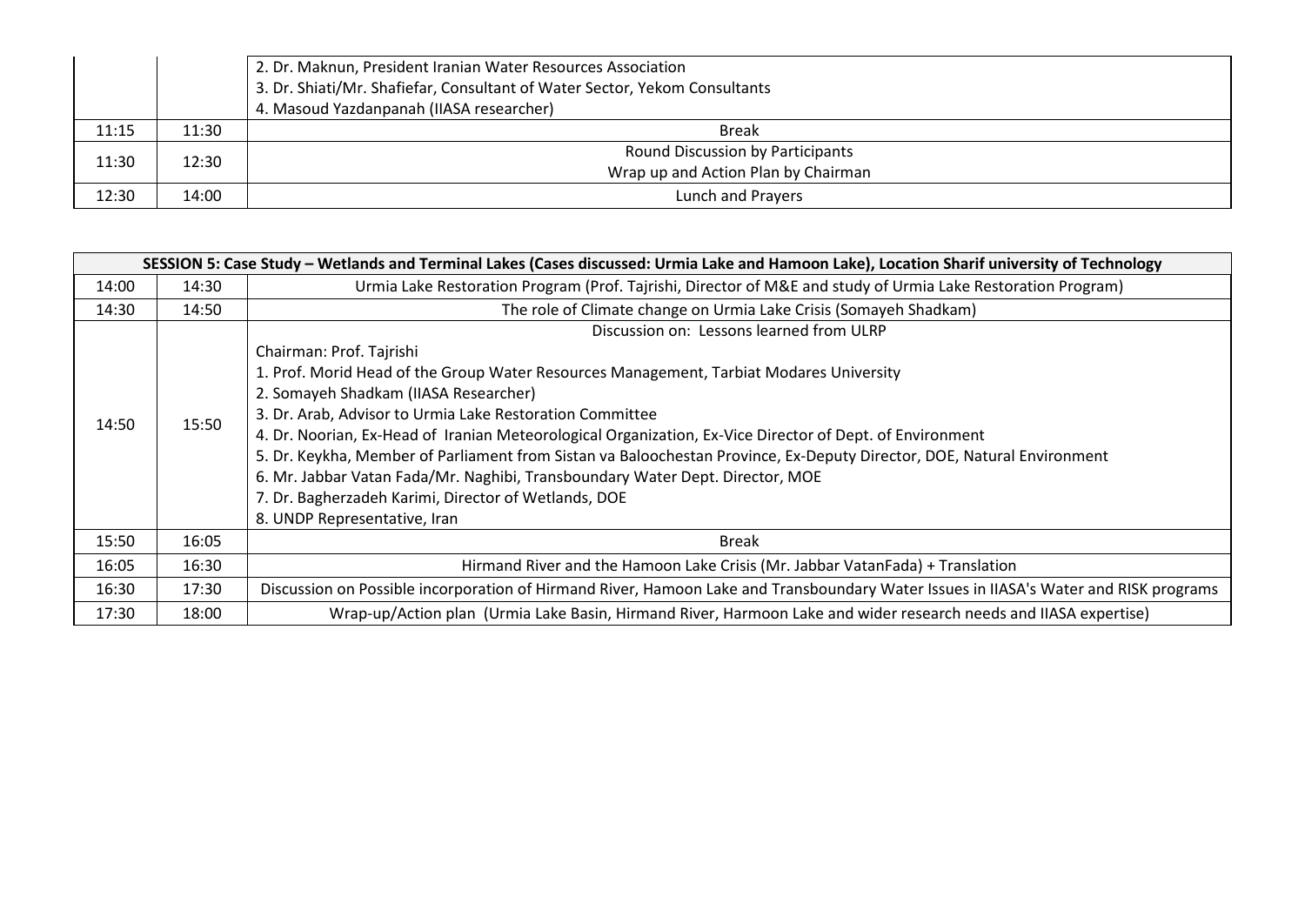| | | |
|---|---|---|
| | | 2. Dr. Maknun, President Iranian Water Resources Association<br>3. Dr. Shiati/Mr. Shafiefar, Consultant of Water Sector, Yekom Consultants<br>4. Masoud Yazdanpanah (IIASA researcher) |
| 11:15 | 11:30 | Break |
| 11:30 | 12:30 | Round Discussion by Participants<br>Wrap up and Action Plan by Chairman |
| 12:30 | 14:00 | Lunch and Prayers |

| **SESSION 5: Case Study – Wetlands and Terminal Lakes (Cases discussed: Urmia Lake and Hamoon Lake), Location Sharif university of Technology** | | |
|---|---|---|
| 14:00 | 14:30 | Urmia Lake Restoration Program (Prof. Tajrishi, Director of M&E and study of Urmia Lake Restoration Program) |
| 14:30 | 14:50 | The role of Climate change on Urmia Lake Crisis (Somayeh Shadkam) |
| 14:50 | 15:50 | Discussion on: Lessons learned from ULRP<br>Chairman: Prof. Tajrishi<br>1. Prof. Morid Head of the Group Water Resources Management, Tarbiat Modares University<br>2. Somayeh Shadkam (IIASA Researcher)<br>3. Dr. Arab, Advisor to Urmia Lake Restoration Committee<br>4. Dr. Noorian, Ex-Head of Iranian Meteorological Organization, Ex-Vice Director of Dept. of Environment<br>5. Dr. Keykha, Member of Parliament from Sistan va Baloochestan Province, Ex-Deputy Director, DOE, Natural Environment<br>6. Mr. Jabbar Vatan Fada/Mr. Naghibi, Transboundary Water Dept. Director, MOE<br>7. Dr. Bagherzadeh Karimi, Director of Wetlands, DOE<br>8. UNDP Representative, Iran |
| 15:50 | 16:05 | Break |
| 16:05 | 16:30 | Hirmand River and the Hamoon Lake Crisis (Mr. Jabbar VatanFada) + Translation |
| 16:30 | 17:30 | Discussion on Possible incorporation of Hirmand River, Hamoon Lake and Transboundary Water Issues in IIASA's Water and RISK programs |
| 17:30 | 18:00 | Wrap-up/Action plan (Urmia Lake Basin, Hirmand River, Harmoon Lake and wider research needs and IIASA expertise) |